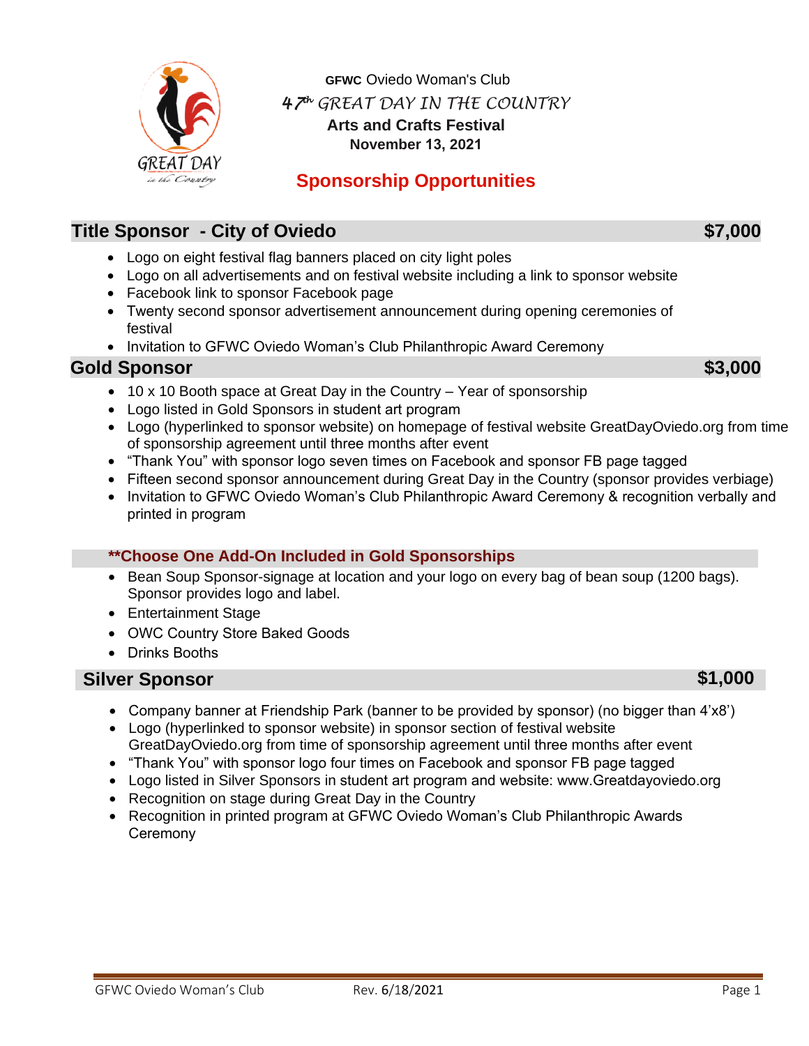**GFWC** Oviedo Woman's Club

*47th GREAT DAY IN THE COUNTRY*

**Arts and Crafts Festival**

**November 13, 2021**

## Sponsorship Opportunities

## Title Sponsor - City of Oviedo — $7,000

- Logo on eight festival flag banners placed on city light poles
- Logo on all advertisements and on festival website including a link to sponsor website
- Facebook link to sponsor Facebook page
- Twenty second sponsor advertisement announcement during opening ceremonies of festival
- Invitation to GFWC Oviedo Woman's Club Philanthropic Award Ceremony

## Gold Sponsor — $3,000

- 10 x 10 Booth space at Great Day in the Country – Year of sponsorship
- Logo listed in Gold Sponsors in student art program
- Logo (hyperlinked to sponsor website) on homepage of festival website GreatDayOviedo.org from time of sponsorship agreement until three months after event
- "Thank You" with sponsor logo seven times on Facebook and sponsor FB page tagged
- Fifteen second sponsor announcement during Great Day in the Country (sponsor provides verbiage)
- Invitation to GFWC Oviedo Woman's Club Philanthropic Award Ceremony & recognition verbally and printed in program

### **Choose One Add-On Included in Gold Sponsorships

- Bean Soup Sponsor-signage at location and your logo on every bag of bean soup (1200 bags). Sponsor provides logo and label.
- Entertainment Stage
- OWC Country Store Baked Goods
- Drinks Booths

## Silver Sponsor — $1,000

- Company banner at Friendship Park (banner to be provided by sponsor) (no bigger than 4'x8')
- Logo (hyperlinked to sponsor website) in sponsor section of festival website GreatDayOviedo.org from time of sponsorship agreement until three months after event
- "Thank You" with sponsor logo four times on Facebook and sponsor FB page tagged
- Logo listed in Silver Sponsors in student art program and website: www.Greatdayoviedo.org
- Recognition on stage during Great Day in the Country
- Recognition in printed program at GFWC Oviedo Woman's Club Philanthropic Awards Ceremony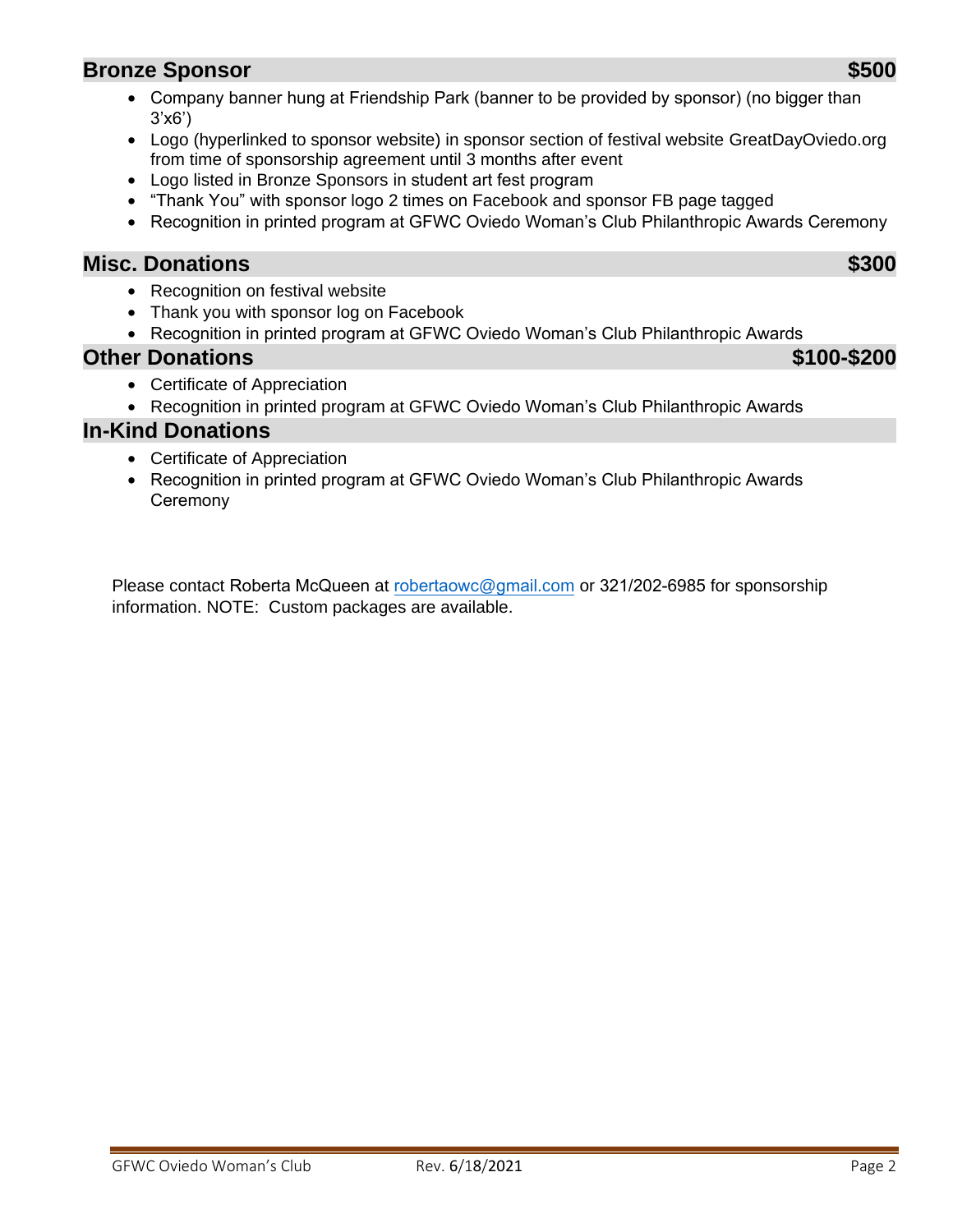## Bronze Sponsor $500

- Company banner hung at Friendship Park (banner to be provided by sponsor) (no bigger than 3'x6')
- Logo (hyperlinked to sponsor website) in sponsor section of festival website GreatDayOviedo.org from time of sponsorship agreement until 3 months after event
- Logo listed in Bronze Sponsors in student art fest program
- "Thank You" with sponsor logo 2 times on Facebook and sponsor FB page tagged
- Recognition in printed program at GFWC Oviedo Woman's Club Philanthropic Awards Ceremony

## Misc. Donations $300

- Recognition on festival website
- Thank you with sponsor log on Facebook
- Recognition in printed program at GFWC Oviedo Woman's Club Philanthropic Awards

## Other Donations $100-$200

- Certificate of Appreciation
- Recognition in printed program at GFWC Oviedo Woman's Club Philanthropic Awards

## In-Kind Donations

- Certificate of Appreciation
- Recognition in printed program at GFWC Oviedo Woman's Club Philanthropic Awards Ceremony

Please contact Roberta McQueen at robertaowc@gmail.com or 321/202-6985 for sponsorship information. NOTE: Custom packages are available.